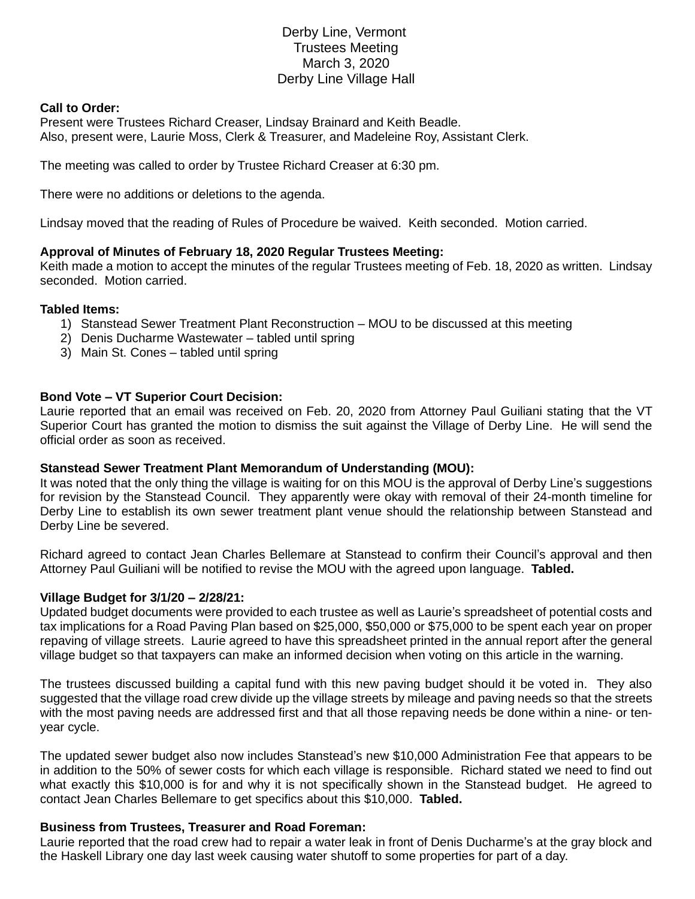# Derby Line, Vermont
## Trustees Meeting
## March 3, 2020
## Derby Line Village Hall

**Call to Order:**
Present were Trustees Richard Creaser, Lindsay Brainard and Keith Beadle.
Also, present were, Laurie Moss, Clerk & Treasurer, and Madeleine Roy, Assistant Clerk.

The meeting was called to order by Trustee Richard Creaser at 6:30 pm.

There were no additions or deletions to the agenda.

Lindsay moved that the reading of Rules of Procedure be waived. Keith seconded. Motion carried.

**Approval of Minutes of February 18, 2020 Regular Trustees Meeting:**
Keith made a motion to accept the minutes of the regular Trustees meeting of Feb. 18, 2020 as written. Lindsay seconded. Motion carried.

**Tabled Items:**

1) Stanstead Sewer Treatment Plant Reconstruction – MOU to be discussed at this meeting
2) Denis Ducharme Wastewater – tabled until spring
3) Main St. Cones – tabled until spring

**Bond Vote – VT Superior Court Decision:**
Laurie reported that an email was received on Feb. 20, 2020 from Attorney Paul Guiliani stating that the VT Superior Court has granted the motion to dismiss the suit against the Village of Derby Line. He will send the official order as soon as received.

**Stanstead Sewer Treatment Plant Memorandum of Understanding (MOU):**
It was noted that the only thing the village is waiting for on this MOU is the approval of Derby Line's suggestions for revision by the Stanstead Council. They apparently were okay with removal of their 24-month timeline for Derby Line to establish its own sewer treatment plant venue should the relationship between Stanstead and Derby Line be severed.

Richard agreed to contact Jean Charles Bellemare at Stanstead to confirm their Council's approval and then Attorney Paul Guiliani will be notified to revise the MOU with the agreed upon language. **Tabled.**

**Village Budget for 3/1/20 – 2/28/21:**
Updated budget documents were provided to each trustee as well as Laurie's spreadsheet of potential costs and tax implications for a Road Paving Plan based on $25,000, $50,000 or $75,000 to be spent each year on proper repaving of village streets. Laurie agreed to have this spreadsheet printed in the annual report after the general village budget so that taxpayers can make an informed decision when voting on this article in the warning.

The trustees discussed building a capital fund with this new paving budget should it be voted in. They also suggested that the village road crew divide up the village streets by mileage and paving needs so that the streets with the most paving needs are addressed first and that all those repaving needs be done within a nine- or ten-year cycle.

The updated sewer budget also now includes Stanstead's new $10,000 Administration Fee that appears to be in addition to the 50% of sewer costs for which each village is responsible. Richard stated we need to find out what exactly this $10,000 is for and why it is not specifically shown in the Stanstead budget. He agreed to contact Jean Charles Bellemare to get specifics about this $10,000. **Tabled.**

**Business from Trustees, Treasurer and Road Foreman:**
Laurie reported that the road crew had to repair a water leak in front of Denis Ducharme's at the gray block and the Haskell Library one day last week causing water shutoff to some properties for part of a day.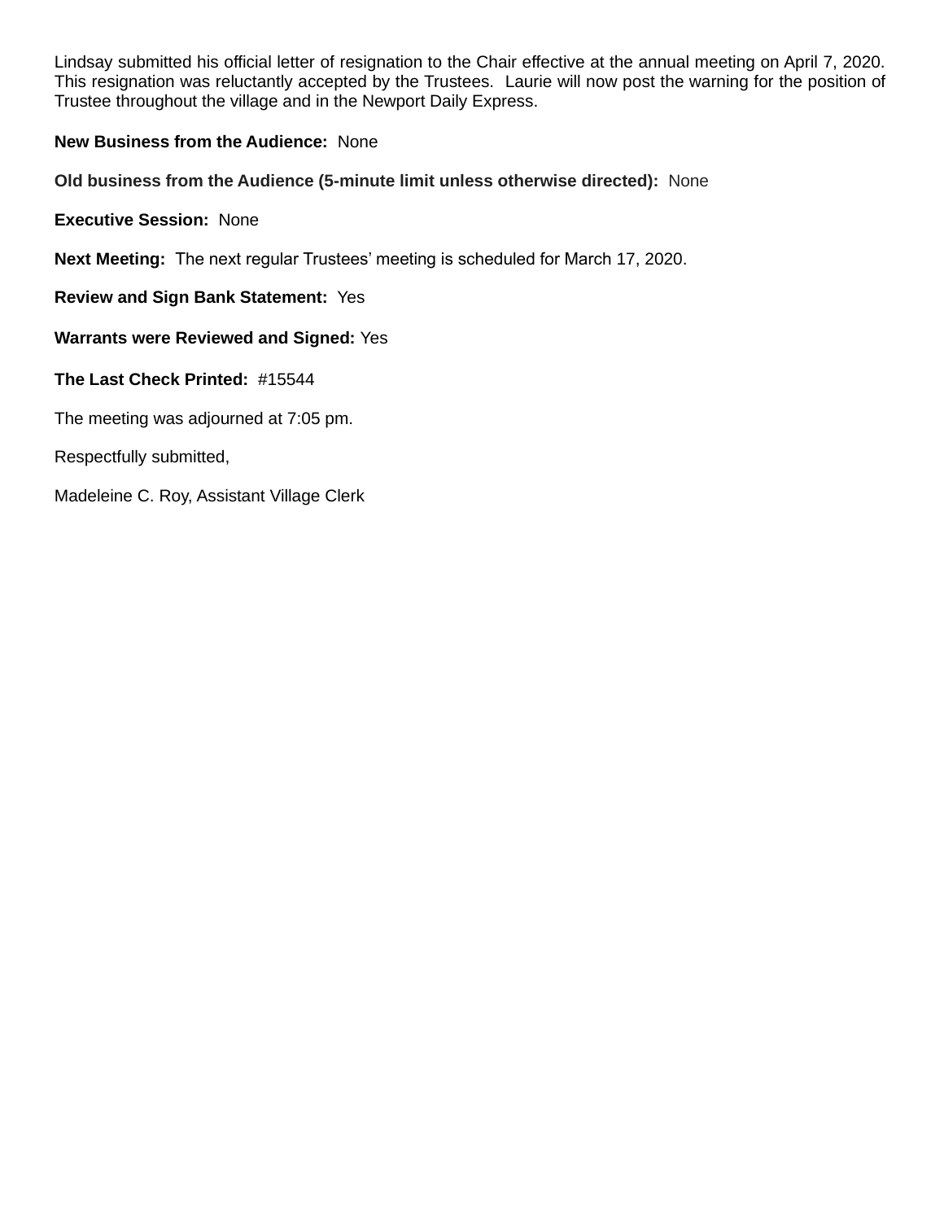Lindsay submitted his official letter of resignation to the Chair effective at the annual meeting on April 7, 2020. This resignation was reluctantly accepted by the Trustees. Laurie will now post the warning for the position of Trustee throughout the village and in the Newport Daily Express.

**New Business from the Audience:** None

**Old business from the Audience (5-minute limit unless otherwise directed):** None

**Executive Session:** None

**Next Meeting:** The next regular Trustees' meeting is scheduled for March 17, 2020.

**Review and Sign Bank Statement:** Yes

**Warrants were Reviewed and Signed:** Yes

**The Last Check Printed:** #15544

The meeting was adjourned at 7:05 pm.

Respectfully submitted,

Madeleine C. Roy, Assistant Village Clerk